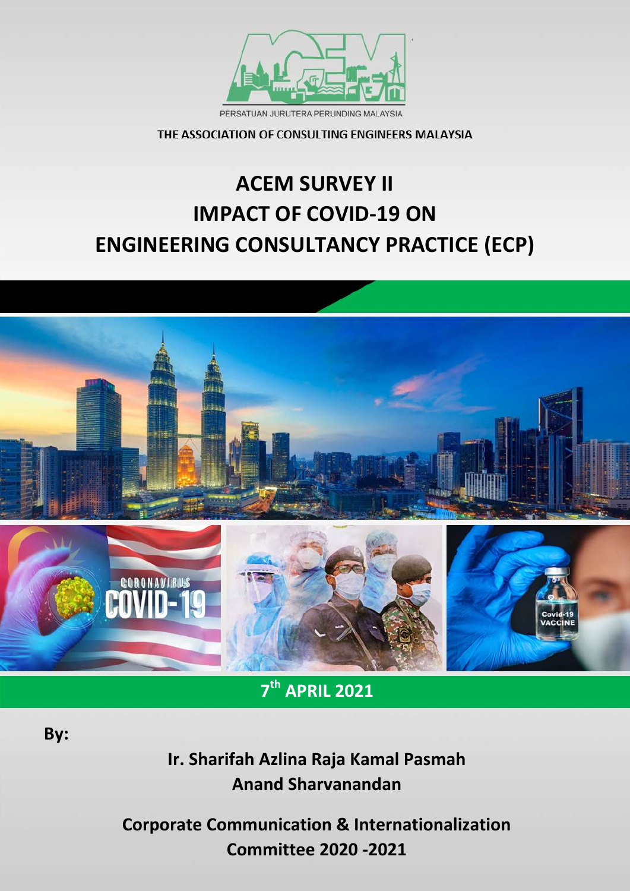PERSATUAN JURUTERA PERUNDING MALAYSIA

THE ASSOCIATION OF CONSULTING ENGINEERS MALAYSIA

# ACEM SURVEY II
# IMPACT OF COVID-19 ON ENGINEERING CONSULTANCY PRACTICE (ECP)

**7th APRIL 2021**

**By:**

**Ir. Sharifah Azlina Raja Kamal Pasmah**
**Anand Sharvanandan**

**Corporate Communication & Internationalization Committee 2020 -2021**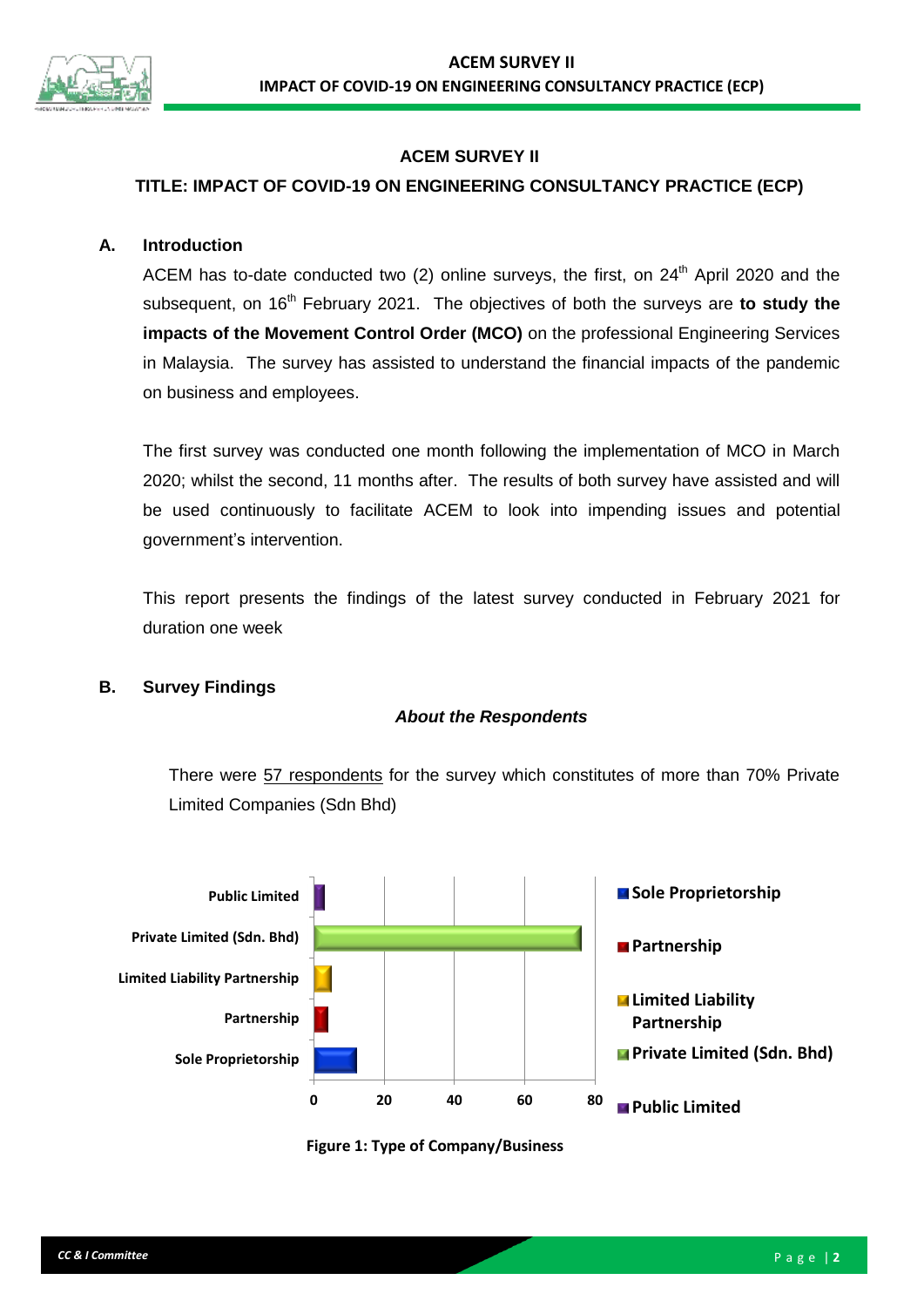## ACEM SURVEY II

### TITLE: IMPACT OF COVID-19 ON ENGINEERING CONSULTANCY PRACTICE (ECP)

### A. Introduction

ACEM has to-date conducted two (2) online surveys, the first, on 24th April 2020 and the subsequent, on 16th February 2021. The objectives of both the surveys are **to study the impacts of the Movement Control Order (MCO)** on the professional Engineering Services in Malaysia. The survey has assisted to understand the financial impacts of the pandemic on business and employees.

The first survey was conducted one month following the implementation of MCO in March 2020; whilst the second, 11 months after. The results of both survey have assisted and will be used continuously to facilitate ACEM to look into impending issues and potential government's intervention.

This report presents the findings of the latest survey conducted in February 2021 for duration one week

### B. Survey Findings

***About the Respondents***

There were 57 respondents for the survey which constitutes of more than 70% Private Limited Companies (Sdn Bhd)

**Figure 1: Type of Company/Business**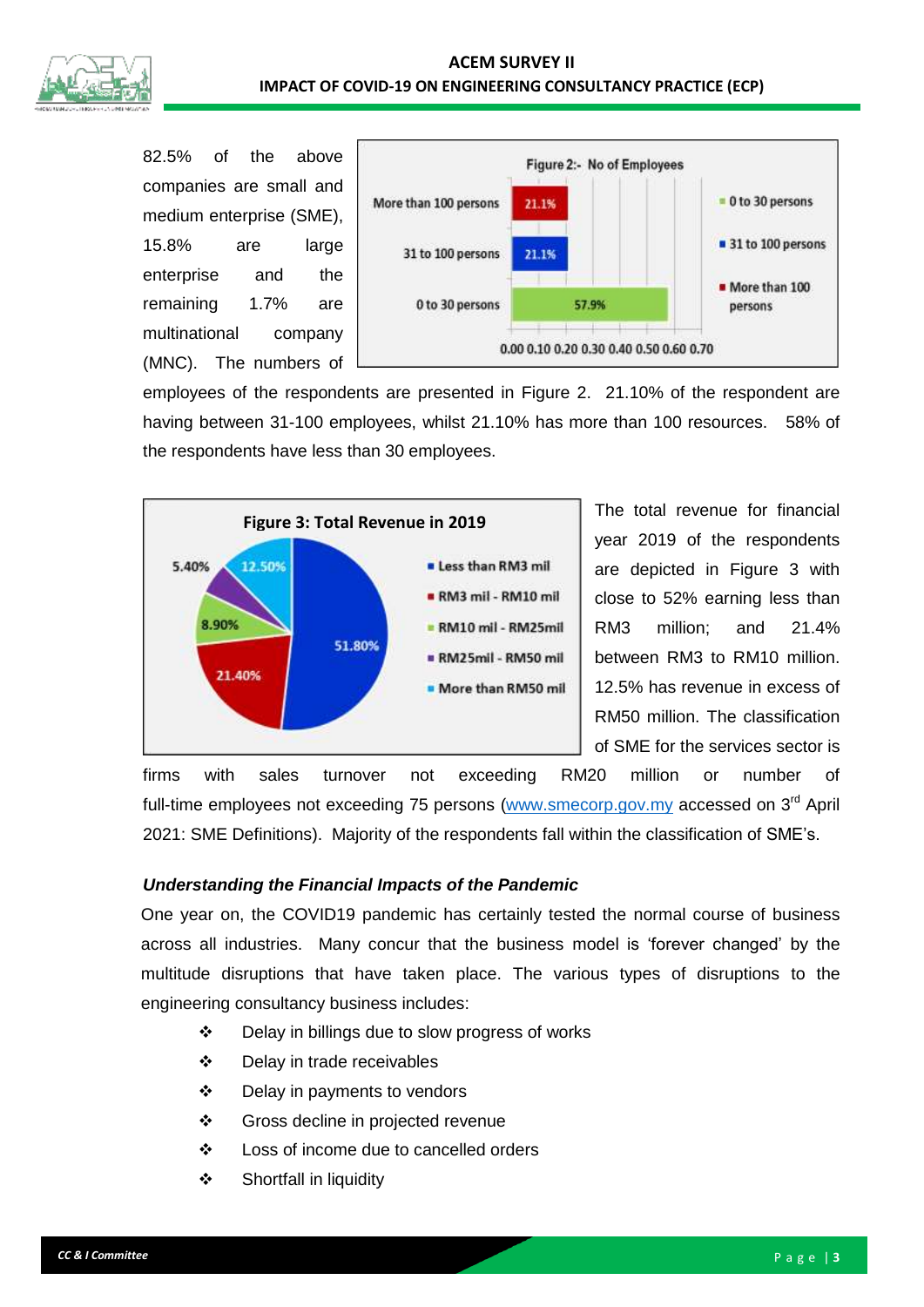82.5% of the above companies are small and medium enterprise (SME), 15.8% are large enterprise and the remaining 1.7% are multinational company (MNC). The numbers of employees of the respondents are presented in Figure 2. 21.10% of the respondent are having between 31-100 employees, whilst 21.10% has more than 100 resources. 58% of the respondents have less than 30 employees.

Figure 2:- No of Employees

| Category | Value |
|---|---|
| More than 100 persons | 21.1% |
| 31 to 100 persons | 21.1% |
| 0 to 30 persons | 57.9% |

Figure 3: Total Revenue in 2019

| Category | Value |
|---|---|
| Less than RM3 mil | 51.80% |
| RM3 mil - RM10 mil | 21.40% |
| RM10 mil - RM25mil | 8.90% |
| RM25mil - RM50 mil | 5.40% |
| More than RM50 mil | 12.50% |

The total revenue for financial year 2019 of the respondents are depicted in Figure 3 with close to 52% earning less than RM3 million; and 21.4% between RM3 to RM10 million. 12.5% has revenue in excess of RM50 million. The classification of SME for the services sector is firms with sales turnover not exceeding RM20 million or number of full-time employees not exceeding 75 persons (www.smecorp.gov.my accessed on 3rd April 2021: SME Definitions). Majority of the respondents fall within the classification of SME's.

***Understanding the Financial Impacts of the Pandemic***

One year on, the COVID19 pandemic has certainly tested the normal course of business across all industries. Many concur that the business model is 'forever changed' by the multitude disruptions that have taken place. The various types of disruptions to the engineering consultancy business includes:

- Delay in billings due to slow progress of works
- Delay in trade receivables
- Delay in payments to vendors
- Gross decline in projected revenue
- Loss of income due to cancelled orders
- Shortfall in liquidity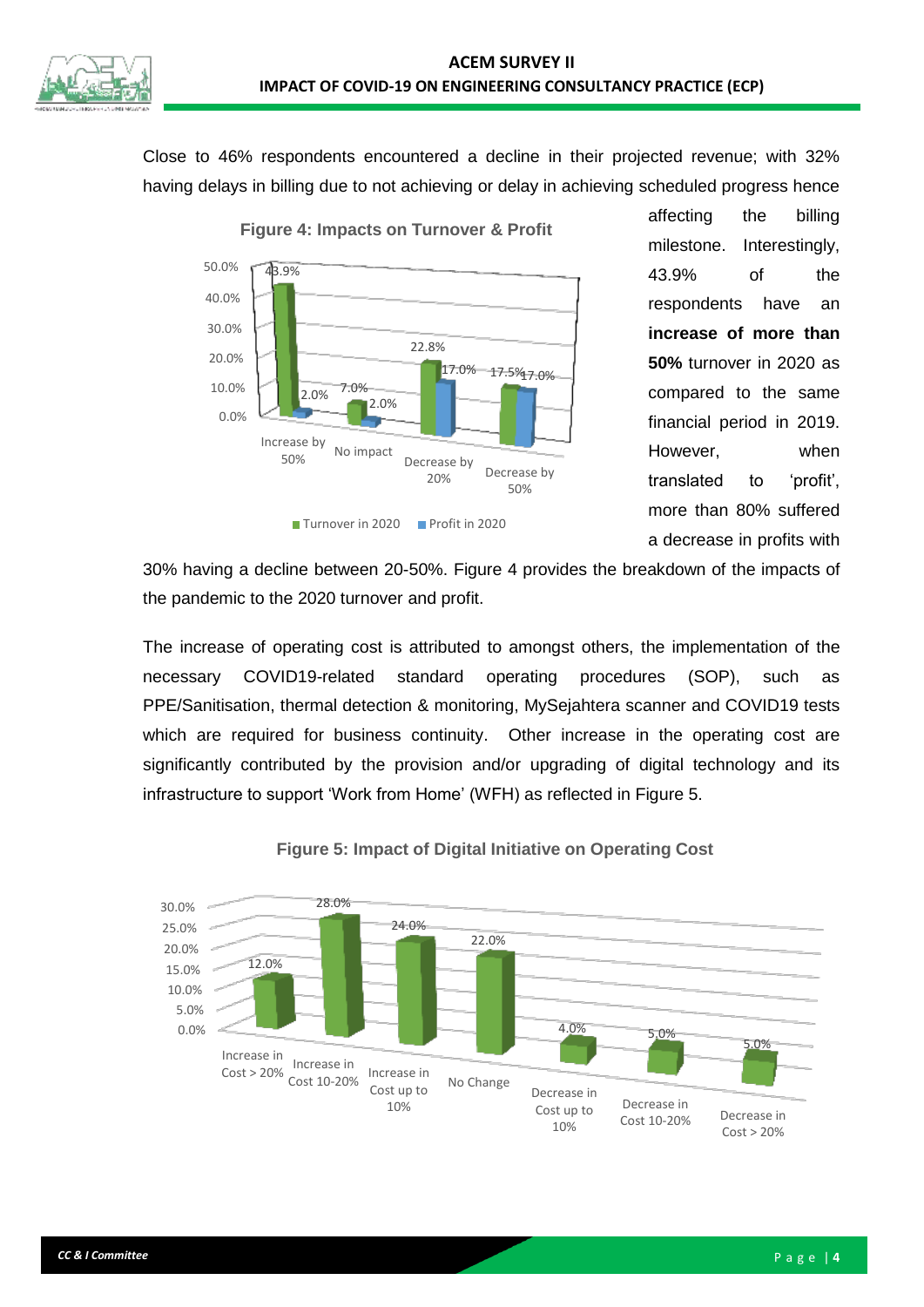Close to 46% respondents encountered a decline in their projected revenue; with 32% having delays in billing due to not achieving or delay in achieving scheduled progress hence affecting the billing milestone. Interestingly, 43.9% of the respondents have an **increase of more than 50%** turnover in 2020 as compared to the same financial period in 2019. However, when translated to 'profit', more than 80% suffered a decrease in profits with 30% having a decline between 20-50%. Figure 4 provides the breakdown of the impacts of the pandemic to the 2020 turnover and profit.

**Figure 4: Impacts on Turnover & Profit**

| | Turnover in 2020 | Profit in 2020 |
|---|---|---|
| Increase by 50% | 43.9% | 2.0% |
| No impact | 7.0% | 2.0% |
| Decrease by 20% | 22.8% | 17.0% |
| Decrease by 50% | 17.5% | 17.0% |

The increase of operating cost is attributed to amongst others, the implementation of the necessary COVID19-related standard operating procedures (SOP), such as PPE/Sanitisation, thermal detection & monitoring, MySejahtera scanner and COVID19 tests which are required for business continuity. Other increase in the operating cost are significantly contributed by the provision and/or upgrading of digital technology and its infrastructure to support 'Work from Home' (WFH) as reflected in Figure 5.

**Figure 5: Impact of Digital Initiative on Operating Cost**

| Category | Percentage |
|---|---|
| Increase in Cost > 20% | 12.0% |
| Increase in Cost 10-20% | 28.0% |
| Increase in Cost up to 10% | 24.0% |
| No Change | 22.0% |
| Decrease in Cost up to 10% | 4.0% |
| Decrease in Cost 10-20% | 5.0% |
| Decrease in Cost > 20% | 5.0% |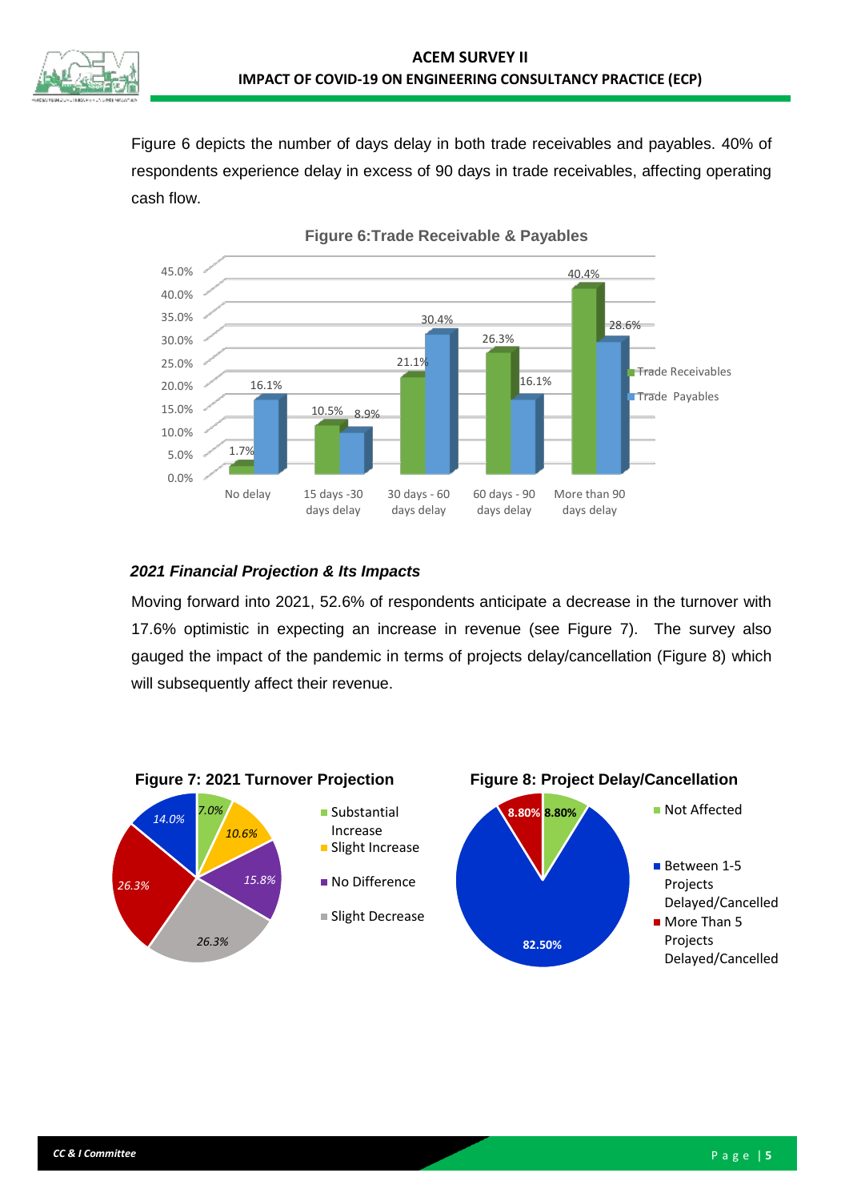Figure 6 depicts the number of days delay in both trade receivables and payables. 40% of respondents experience delay in excess of 90 days in trade receivables, affecting operating cash flow.

**Figure 6:Trade Receivable & Payables**

| | Trade Receivables | Trade Payables |
|---|---|---|
| No delay | 1.7% | 16.1% |
| 15 days -30 days delay | 10.5% | 8.9% |
| 30 days - 60 days delay | 21.1% | 30.4% |
| 60 days - 90 days delay | 26.3% | 16.1% |
| More than 90 days delay | 40.4% | 28.6% |

### *2021 Financial Projection & Its Impacts*

Moving forward into 2021, 52.6% of respondents anticipate a decrease in the turnover with 17.6% optimistic in expecting an increase in revenue (see Figure 7). The survey also gauged the impact of the pandemic in terms of projects delay/cancellation (Figure 8) which will subsequently affect their revenue.

**Figure 7: 2021 Turnover Projection**

| Category | % |
|---|---|
| Substantial Increase | 7.0% |
| Slight Increase | 10.6% |
| No Difference | 15.8% |
| Slight Decrease | 26.3% |
| | 26.3% |
| | 14.0% |

**Figure 8: Project Delay/Cancellation**

| Category | % |
|---|---|
| Not Affected | 8.80% |
| Between 1-5 Projects Delayed/Cancelled | 82.50% |
| More Than 5 Projects Delayed/Cancelled | 8.80% |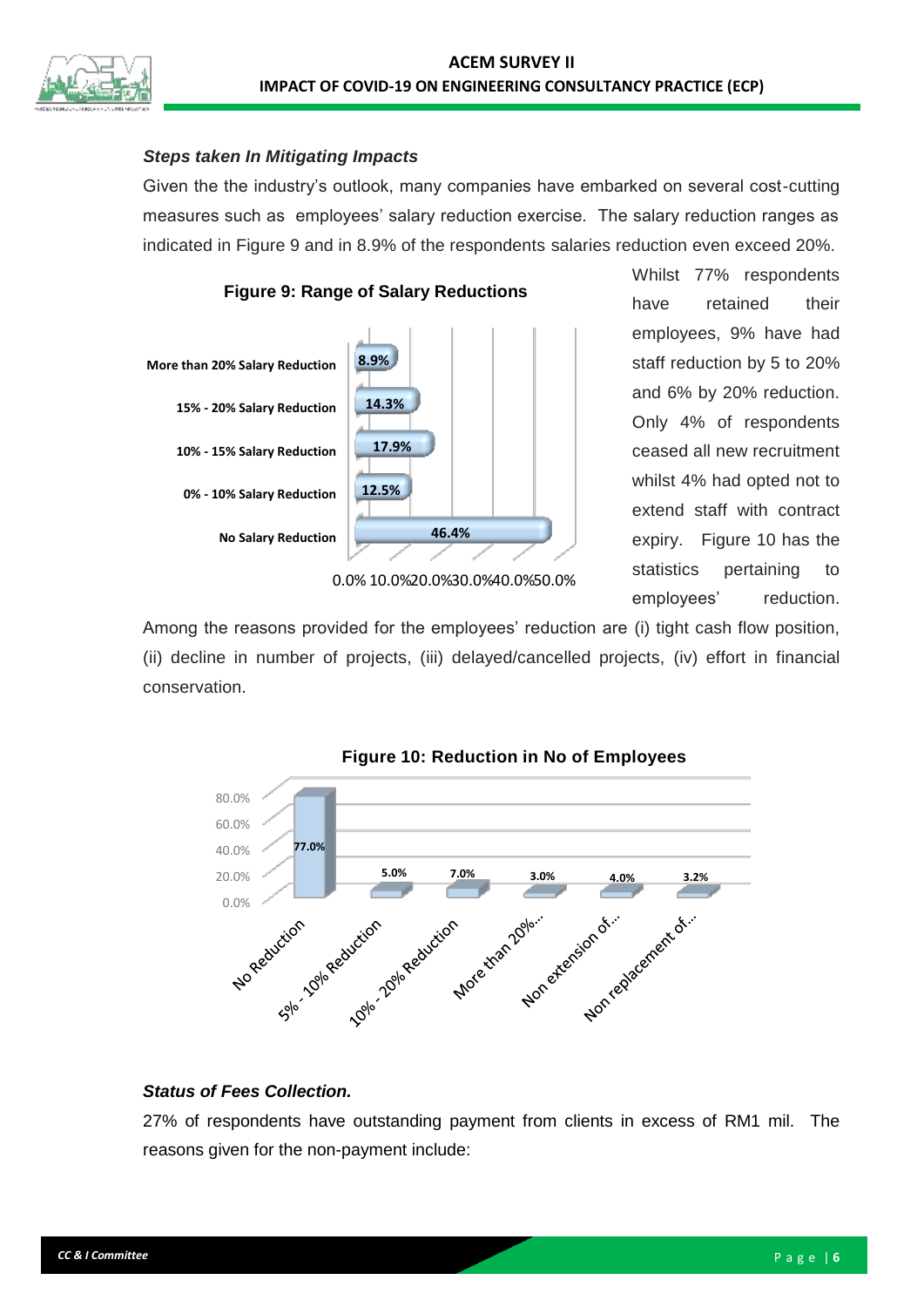### *Steps taken In Mitigating Impacts*

Given the the industry's outlook, many companies have embarked on several cost-cutting measures such as employees' salary reduction exercise. The salary reduction ranges as indicated in Figure 9 and in 8.9% of the respondents salaries reduction even exceed 20%.

**Figure 9: Range of Salary Reductions**

| Category | Percentage |
|---|---|
| More than 20% Salary Reduction | 8.9% |
| 15% - 20% Salary Reduction | 14.3% |
| 10% - 15% Salary Reduction | 17.9% |
| 0% - 10% Salary Reduction | 12.5% |
| No Salary Reduction | 46.4% |

Whilst 77% respondents have retained their employees, 9% have had staff reduction by 5 to 20% and 6% by 20% reduction. Only 4% of respondents ceased all new recruitment whilst 4% had opted not to extend staff with contract expiry. Figure 10 has the statistics pertaining to employees' reduction.

Among the reasons provided for the employees' reduction are (i) tight cash flow position, (ii) decline in number of projects, (iii) delayed/cancelled projects, (iv) effort in financial conservation.

**Figure 10: Reduction in No of Employees**

| Category | Percentage |
|---|---|
| No Reduction | 77.0% |
| 5% - 10% Reduction | 5.0% |
| 10% - 20% Reduction | 7.0% |
| More than 20%... | 3.0% |
| Non extension of... | 4.0% |
| Non replacement of... | 3.2% |

### *Status of Fees Collection.*

27% of respondents have outstanding payment from clients in excess of RM1 mil. The reasons given for the non-payment include: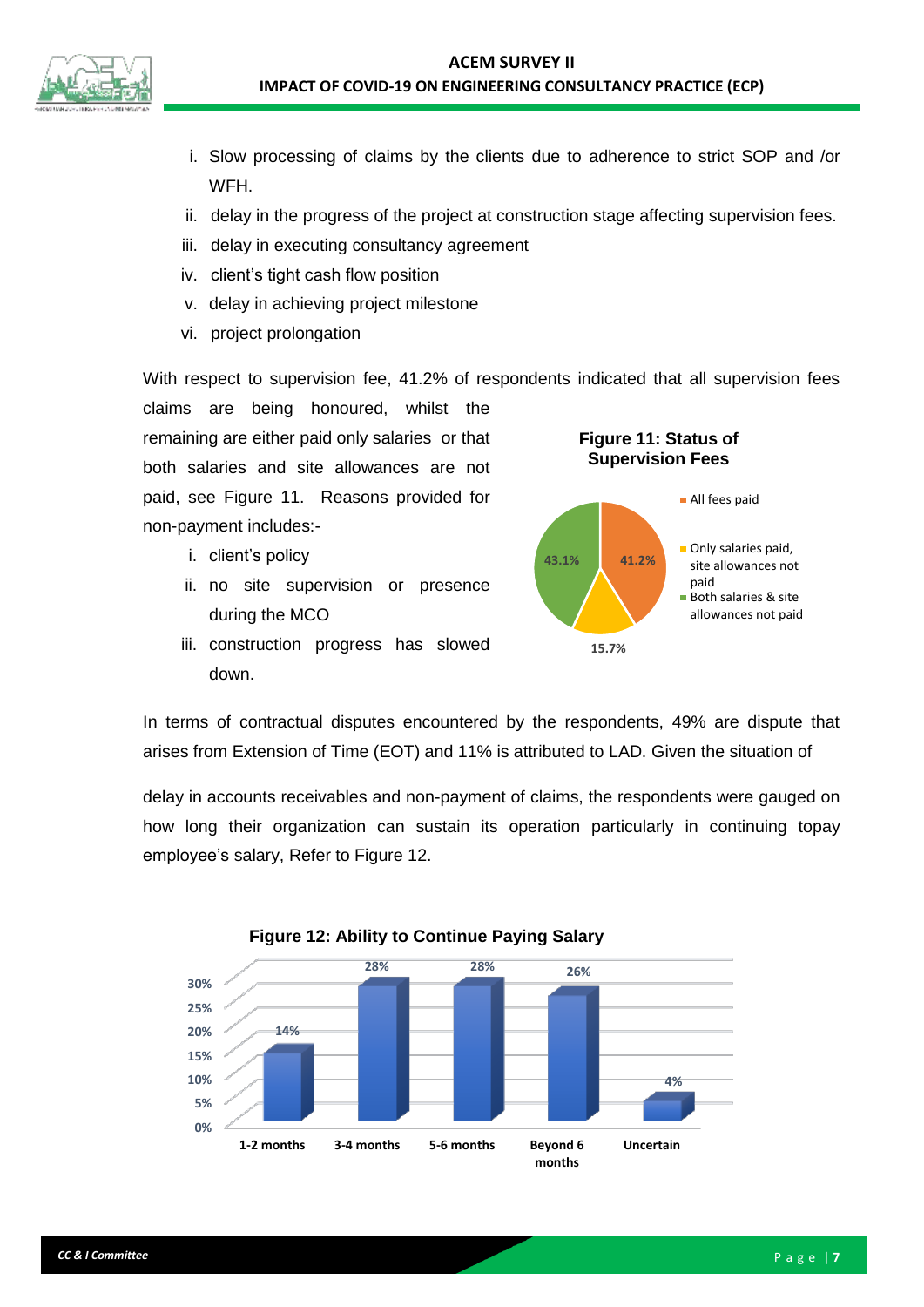i. Slow processing of claims by the clients due to adherence to strict SOP and /or WFH.
ii. delay in the progress of the project at construction stage affecting supervision fees.
iii. delay in executing consultancy agreement
iv. client's tight cash flow position
v. delay in achieving project milestone
vi. project prolongation

With respect to supervision fee, 41.2% of respondents indicated that all supervision fees claims are being honoured, whilst the remaining are either paid only salaries or that both salaries and site allowances are not paid, see Figure 11. Reasons provided for non-payment includes:-

i. client's policy
ii. no site supervision or presence during the MCO
iii. construction progress has slowed down.

**Figure 11: Status of Supervision Fees**

| Status | Percentage |
|---|---|
| All fees paid | 41.2% |
| Only salaries paid, site allowances not paid | 15.7% |
| Both salaries & site allowances not paid | 43.1% |

In terms of contractual disputes encountered by the respondents, 49% are dispute that arises from Extension of Time (EOT) and 11% is attributed to LAD. Given the situation of

delay in accounts receivables and non-payment of claims, the respondents were gauged on how long their organization can sustain its operation particularly in continuing topay employee's salary, Refer to Figure 12.

**Figure 12: Ability to Continue Paying Salary**

| Duration | Percentage |
|---|---|
| 1-2 months | 14% |
| 3-4 months | 28% |
| 5-6 months | 28% |
| Beyond 6 months | 26% |
| Uncertain | 4% |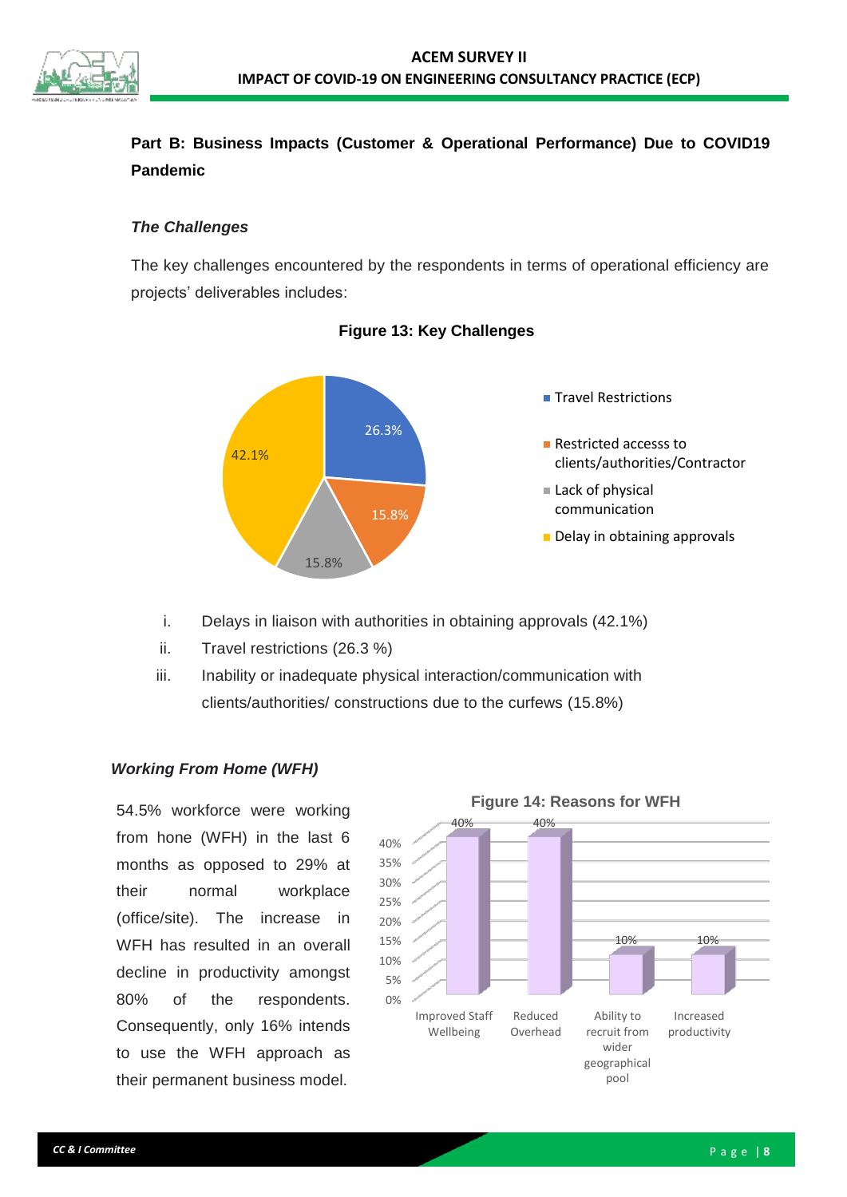## Part B: Business Impacts (Customer & Operational Performance) Due to COVID19 Pandemic

### *The Challenges*

The key challenges encountered by the respondents in terms of operational efficiency are projects' deliverables includes:

**Figure 13: Key Challenges**

| Challenge | Percentage |
|---|---|
| Travel Restrictions | 26.3% |
| Restricted accesss to clients/authorities/Contractor | 15.8% |
| Lack of physical communication | 15.8% |
| Delay in obtaining approvals | 42.1% |

i. Delays in liaison with authorities in obtaining approvals (42.1%)

ii. Travel restrictions (26.3 %)

iii. Inability or inadequate physical interaction/communication with clients/authorities/ constructions due to the curfews (15.8%)

### *Working From Home (WFH)*

54.5% workforce were working from hone (WFH) in the last 6 months as opposed to 29% at their normal workplace (office/site). The increase in WFH has resulted in an overall decline in productivity amongst 80% of the respondents. Consequently, only 16% intends to use the WFH approach as their permanent business model.

**Figure 14: Reasons for WFH**

| Reason | Percentage |
|---|---|
| Improved Staff Wellbeing | 40% |
| Reduced Overhead | 40% |
| Ability to recruit from wider geographical pool | 10% |
| Increased productivity | 10% |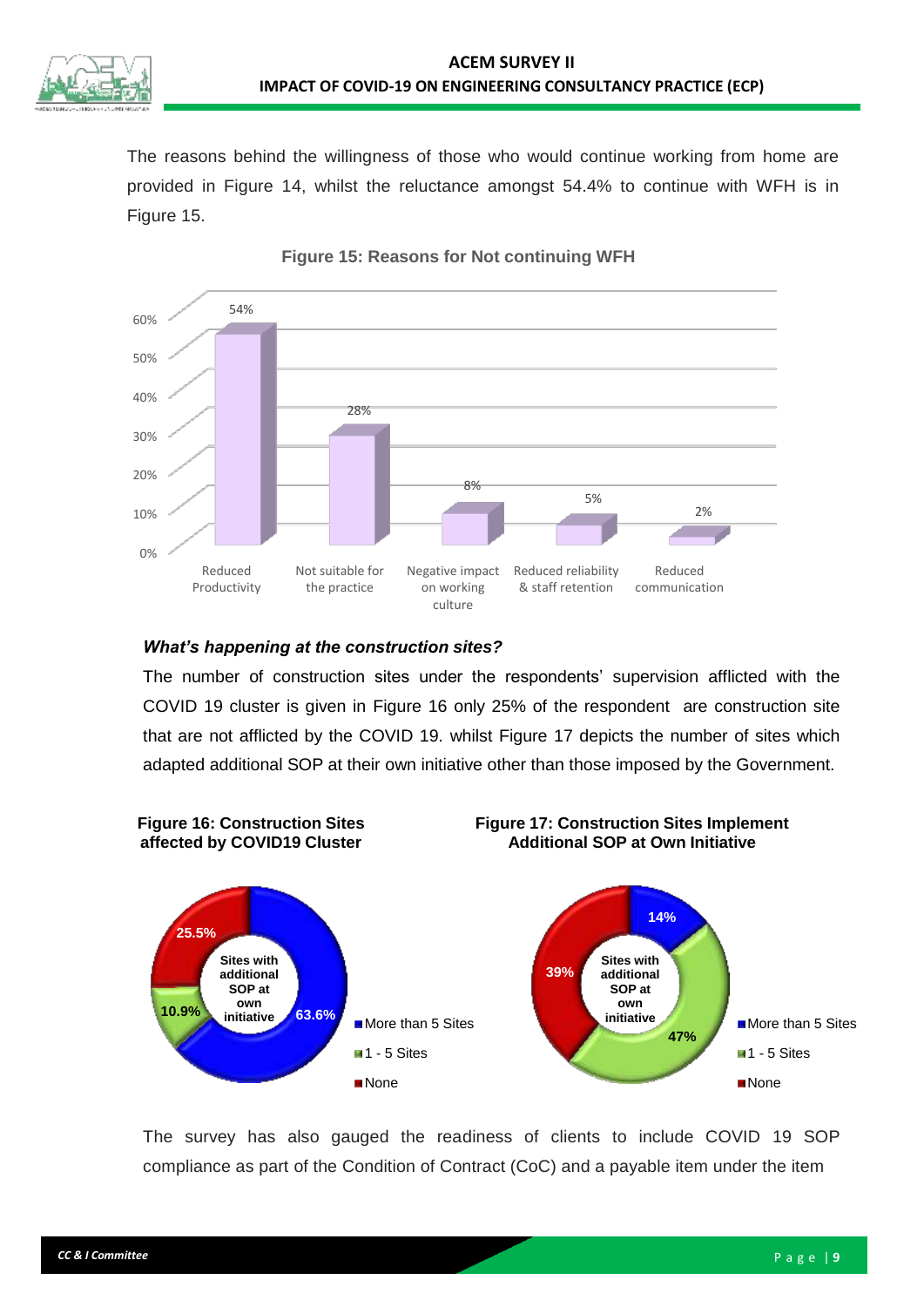The reasons behind the willingness of those who would continue working from home are provided in Figure 14, whilst the reluctance amongst 54.4% to continue with WFH is in Figure 15.

**Figure 15: Reasons for Not continuing WFH**

| Reason | Percentage |
|---|---|
| Reduced Productivity | 54% |
| Not suitable for the practice | 28% |
| Negative impact on working culture | 8% |
| Reduced reliability & staff retention | 5% |
| Reduced communication | 2% |

### *What's happening at the construction sites?*

The number of construction sites under the respondents' supervision afflicted with the COVID 19 cluster is given in Figure 16 only 25% of the respondent are construction site that are not afflicted by the COVID 19. whilst Figure 17 depicts the number of sites which adapted additional SOP at their own initiative other than those imposed by the Government.

**Figure 16: Construction Sites affected by COVID19 Cluster**

| Category | Percentage |
|---|---|
| More than 5 Sites | 63.6% |
| 1 - 5 Sites | 10.9% |
| None | 25.5% |

**Figure 17: Construction Sites Implement Additional SOP at Own Initiative**

| Category | Percentage |
|---|---|
| More than 5 Sites | 14% |
| 1 - 5 Sites | 47% |
| None | 39% |

The survey has also gauged the readiness of clients to include COVID 19 SOP compliance as part of the Condition of Contract (CoC) and a payable item under the item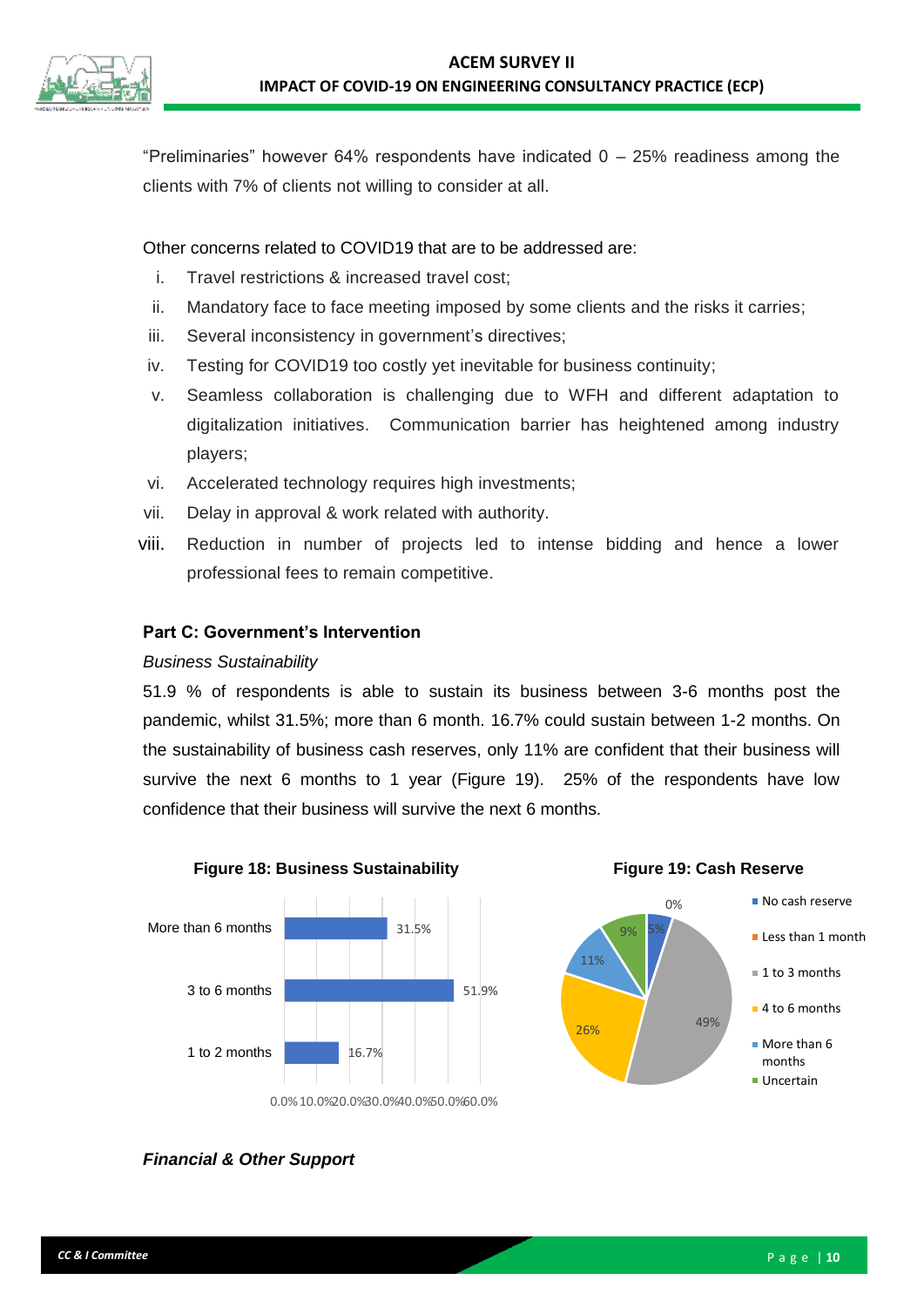"Preliminaries" however 64% respondents have indicated 0 – 25% readiness among the clients with 7% of clients not willing to consider at all.

Other concerns related to COVID19 that are to be addressed are:

i. Travel restrictions & increased travel cost;
ii. Mandatory face to face meeting imposed by some clients and the risks it carries;
iii. Several inconsistency in government's directives;
iv. Testing for COVID19 too costly yet inevitable for business continuity;
v. Seamless collaboration is challenging due to WFH and different adaptation to digitalization initiatives. Communication barrier has heightened among industry players;
vi. Accelerated technology requires high investments;
vii. Delay in approval & work related with authority.
viii. Reduction in number of projects led to intense bidding and hence a lower professional fees to remain competitive.

### Part C: Government's Intervention

*Business Sustainability*

51.9 % of respondents is able to sustain its business between 3-6 months post the pandemic, whilst 31.5%; more than 6 month. 16.7% could sustain between 1-2 months. On the sustainability of business cash reserves, only 11% are confident that their business will survive the next 6 months to 1 year (Figure 19). 25% of the respondents have low confidence that their business will survive the next 6 months.

**Figure 18: Business Sustainability**

| Duration | Percentage |
|---|---|
| More than 6 months | 31.5% |
| 3 to 6 months | 51.9% |
| 1 to 2 months | 16.7% |

**Figure 19: Cash Reserve**

| Cash Reserve | Percentage |
|---|---|
| No cash reserve | 5% |
| Less than 1 month | 0% |
| 1 to 3 months | 49% |
| 4 to 6 months | 26% |
| More than 6 months | 11% |
| Uncertain | 9% |

***Financial & Other Support***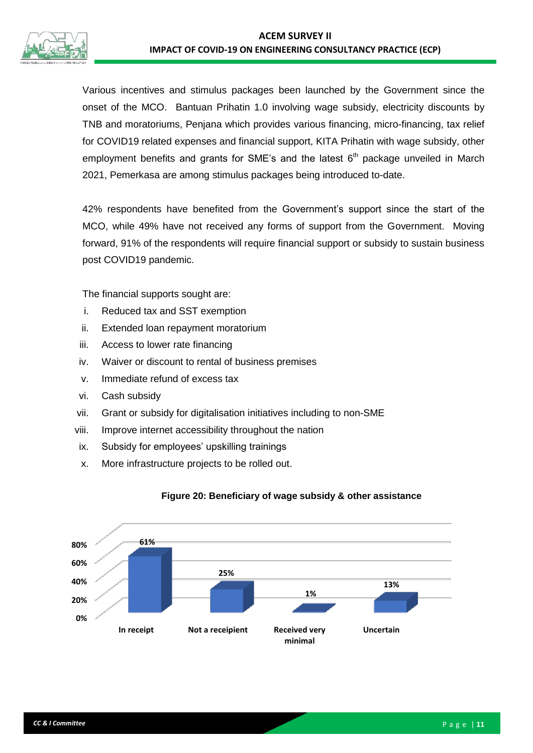Various incentives and stimulus packages been launched by the Government since the onset of the MCO. Bantuan Prihatin 1.0 involving wage subsidy, electricity discounts by TNB and moratoriums, Penjana which provides various financing, micro-financing, tax relief for COVID19 related expenses and financial support, KITA Prihatin with wage subsidy, other employment benefits and grants for SME's and the latest 6th package unveiled in March 2021, Pemerkasa are among stimulus packages being introduced to-date.

42% respondents have benefited from the Government's support since the start of the MCO, while 49% have not received any forms of support from the Government. Moving forward, 91% of the respondents will require financial support or subsidy to sustain business post COVID19 pandemic.

The financial supports sought are:

i. Reduced tax and SST exemption
ii. Extended loan repayment moratorium
iii. Access to lower rate financing
iv. Waiver or discount to rental of business premises
v. Immediate refund of excess tax
vi. Cash subsidy
vii. Grant or subsidy for digitalisation initiatives including to non-SME
viii. Improve internet accessibility throughout the nation
ix. Subsidy for employees' upskilling trainings
x. More infrastructure projects to be rolled out.

**Figure 20: Beneficiary of wage subsidy & other assistance**

| Category | Percentage |
|---|---|
| In receipt | 61% |
| Not a receipient | 25% |
| Received very minimal | 1% |
| Uncertain | 13% |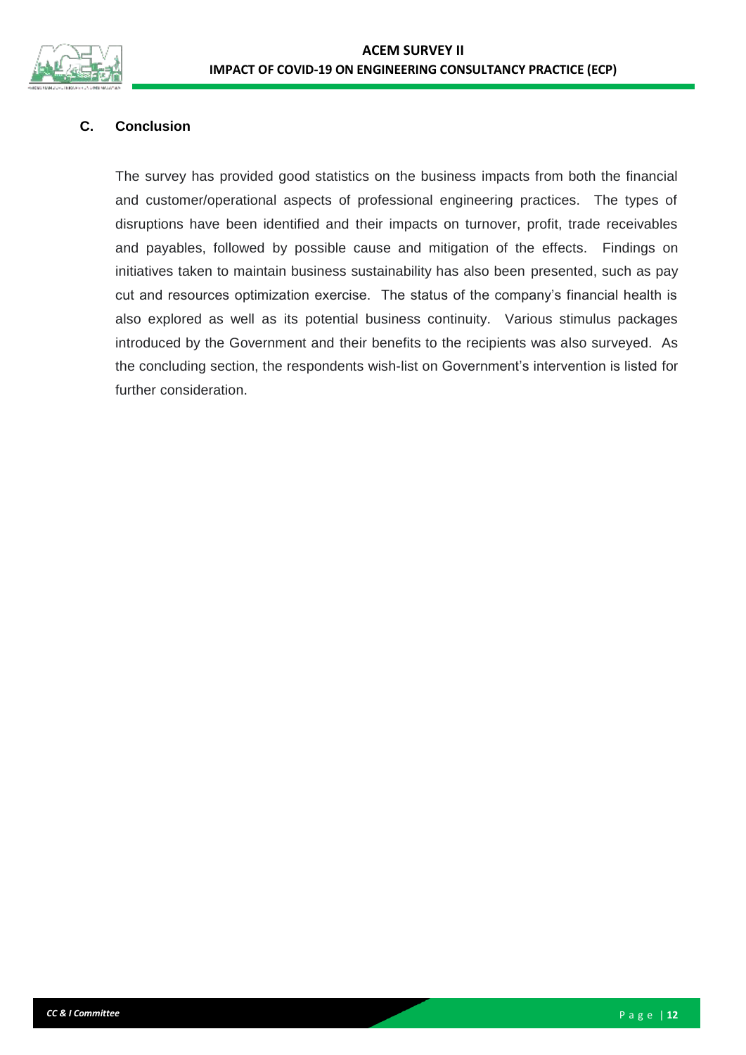## C. Conclusion

The survey has provided good statistics on the business impacts from both the financial and customer/operational aspects of professional engineering practices. The types of disruptions have been identified and their impacts on turnover, profit, trade receivables and payables, followed by possible cause and mitigation of the effects. Findings on initiatives taken to maintain business sustainability has also been presented, such as pay cut and resources optimization exercise. The status of the company's financial health is also explored as well as its potential business continuity. Various stimulus packages introduced by the Government and their benefits to the recipients was also surveyed. As the concluding section, the respondents wish-list on Government's intervention is listed for further consideration.